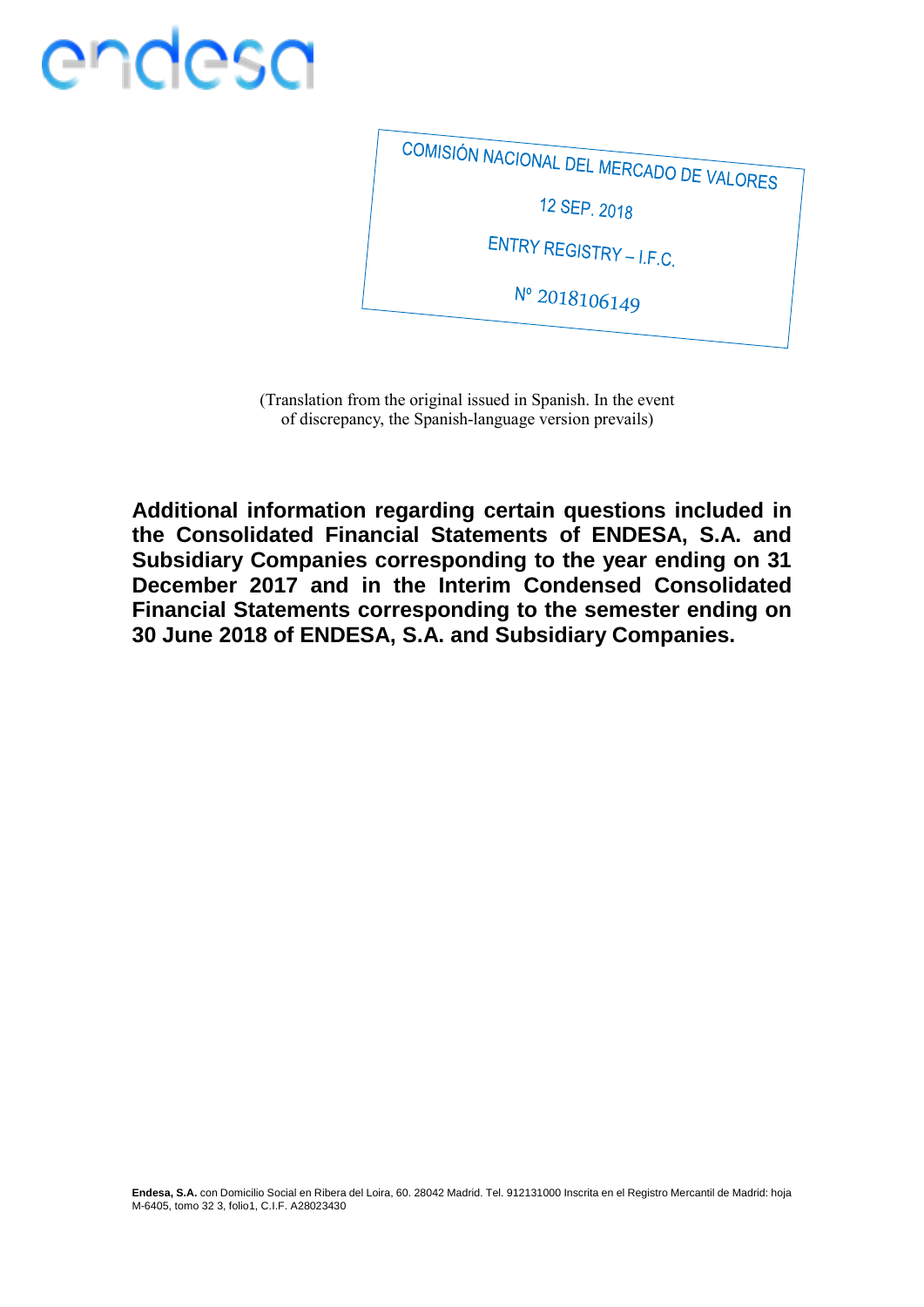endesa

COMISIÓN NACIONAL DEL MERCADO DE VALORES

12 SEP. 2018

ENTRY REGISTRY – I.F.C.

Nº 2018106149

(Translation from the original issued in Spanish. In the event of discrepancy, the Spanish-language version prevails)

# Additional information regarding certain questions included in the Consolidated Financial Statements of ENDESA, S.A. and Subsidiary Companies corresponding to the year ending on 31 December 2017 and in the Interim Condensed Consolidated Financial Statements corresponding to the semester ending on 30 June 2018 of ENDESA, S.A. and Subsidiary Companies.

**Endesa, S.A.** con Domicilio Social en Ribera del Loira, 60. 28042 Madrid. Tel. 912131000 Inscrita en el Registro Mercantil de Madrid: hoja M-6405, tomo 32 3, folio1, C.I.F. A28023430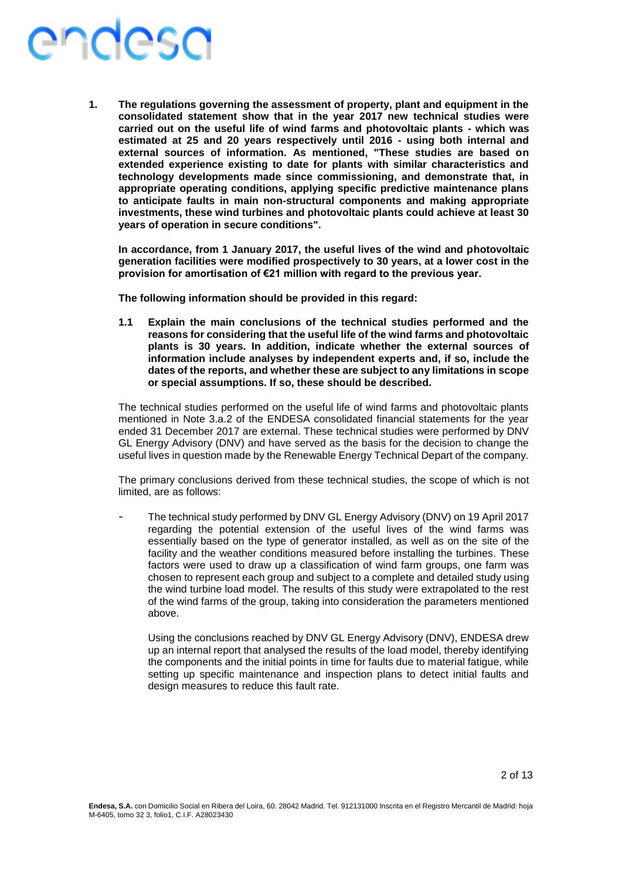1. **The regulations governing the assessment of property, plant and equipment in the consolidated statement show that in the year 2017 new technical studies were carried out on the useful life of wind farms and photovoltaic plants - which was estimated at 25 and 20 years respectively until 2016 - using both internal and external sources of information. As mentioned, "These studies are based on extended experience existing to date for plants with similar characteristics and technology developments made since commissioning, and demonstrate that, in appropriate operating conditions, applying specific predictive maintenance plans to anticipate faults in main non-structural components and making appropriate investments, these wind turbines and photovoltaic plants could achieve at least 30 years of operation in secure conditions".**

   **In accordance, from 1 January 2017, the useful lives of the wind and photovoltaic generation facilities were modified prospectively to 30 years, at a lower cost in the provision for amortisation of €21 million with regard to the previous year.**

   **The following information should be provided in this regard:**

   **1.1 Explain the main conclusions of the technical studies performed and the reasons for considering that the useful life of the wind farms and photovoltaic plants is 30 years. In addition, indicate whether the external sources of information include analyses by independent experts and, if so, include the dates of the reports, and whether these are subject to any limitations in scope or special assumptions. If so, these should be described.**

   The technical studies performed on the useful life of wind farms and photovoltaic plants mentioned in Note 3.a.2 of the ENDESA consolidated financial statements for the year ended 31 December 2017 are external. These technical studies were performed by DNV GL Energy Advisory (DNV) and have served as the basis for the decision to change the useful lives in question made by the Renewable Energy Technical Depart of the company.

   The primary conclusions derived from these technical studies, the scope of which is not limited, are as follows:

   - The technical study performed by DNV GL Energy Advisory (DNV) on 19 April 2017 regarding the potential extension of the useful lives of the wind farms was essentially based on the type of generator installed, as well as on the site of the facility and the weather conditions measured before installing the turbines. These factors were used to draw up a classification of wind farm groups, one farm was chosen to represent each group and subject to a complete and detailed study using the wind turbine load model. The results of this study were extrapolated to the rest of the wind farms of the group, taking into consideration the parameters mentioned above.

     Using the conclusions reached by DNV GL Energy Advisory (DNV), ENDESA drew up an internal report that analysed the results of the load model, thereby identifying the components and the initial points in time for faults due to material fatigue, while setting up specific maintenance and inspection plans to detect initial faults and design measures to reduce this fault rate.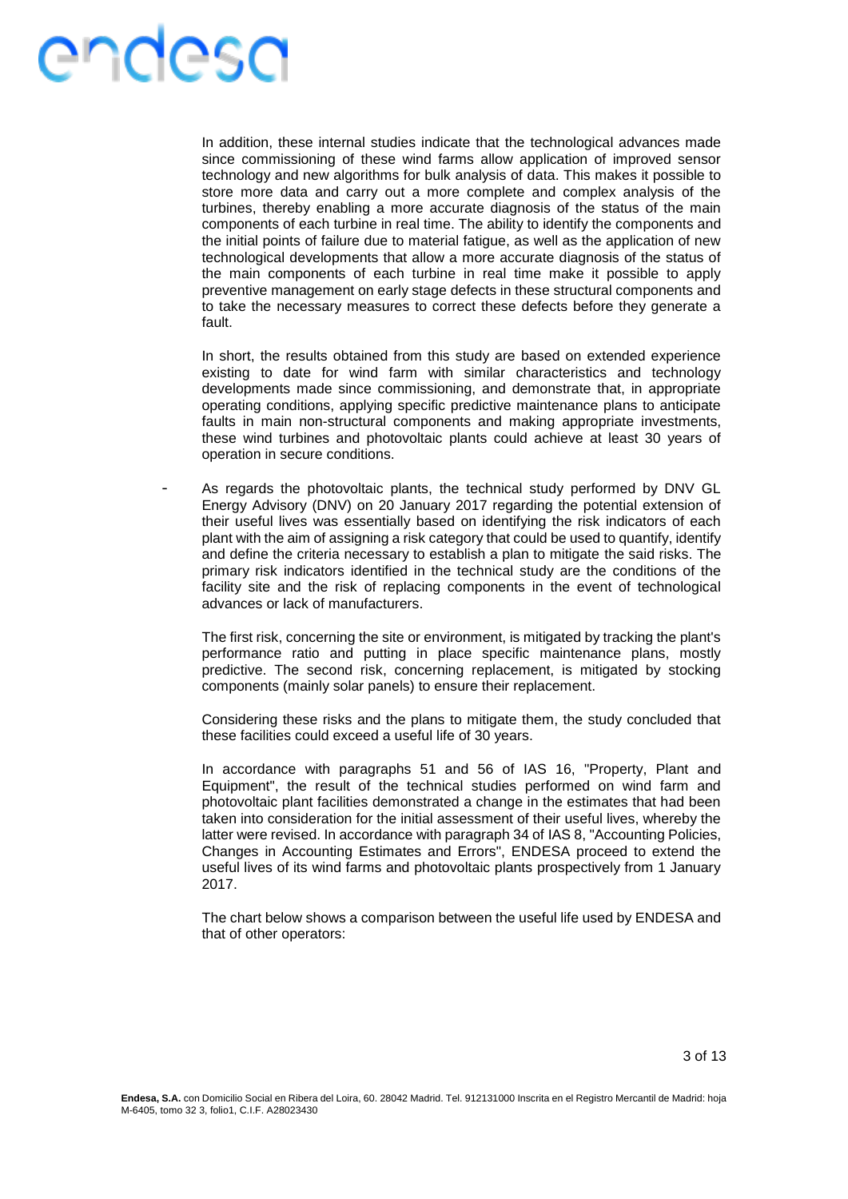In addition, these internal studies indicate that the technological advances made since commissioning of these wind farms allow application of improved sensor technology and new algorithms for bulk analysis of data. This makes it possible to store more data and carry out a more complete and complex analysis of the turbines, thereby enabling a more accurate diagnosis of the status of the main components of each turbine in real time. The ability to identify the components and the initial points of failure due to material fatigue, as well as the application of new technological developments that allow a more accurate diagnosis of the status of the main components of each turbine in real time make it possible to apply preventive management on early stage defects in these structural components and to take the necessary measures to correct these defects before they generate a fault.

In short, the results obtained from this study are based on extended experience existing to date for wind farm with similar characteristics and technology developments made since commissioning, and demonstrate that, in appropriate operating conditions, applying specific predictive maintenance plans to anticipate faults in main non-structural components and making appropriate investments, these wind turbines and photovoltaic plants could achieve at least 30 years of operation in secure conditions.

- As regards the photovoltaic plants, the technical study performed by DNV GL Energy Advisory (DNV) on 20 January 2017 regarding the potential extension of their useful lives was essentially based on identifying the risk indicators of each plant with the aim of assigning a risk category that could be used to quantify, identify and define the criteria necessary to establish a plan to mitigate the said risks. The primary risk indicators identified in the technical study are the conditions of the facility site and the risk of replacing components in the event of technological advances or lack of manufacturers.

  The first risk, concerning the site or environment, is mitigated by tracking the plant's performance ratio and putting in place specific maintenance plans, mostly predictive. The second risk, concerning replacement, is mitigated by stocking components (mainly solar panels) to ensure their replacement.

  Considering these risks and the plans to mitigate them, the study concluded that these facilities could exceed a useful life of 30 years.

  In accordance with paragraphs 51 and 56 of IAS 16, "Property, Plant and Equipment", the result of the technical studies performed on wind farm and photovoltaic plant facilities demonstrated a change in the estimates that had been taken into consideration for the initial assessment of their useful lives, whereby the latter were revised. In accordance with paragraph 34 of IAS 8, "Accounting Policies, Changes in Accounting Estimates and Errors", ENDESA proceed to extend the useful lives of its wind farms and photovoltaic plants prospectively from 1 January 2017.

  The chart below shows a comparison between the useful life used by ENDESA and that of other operators: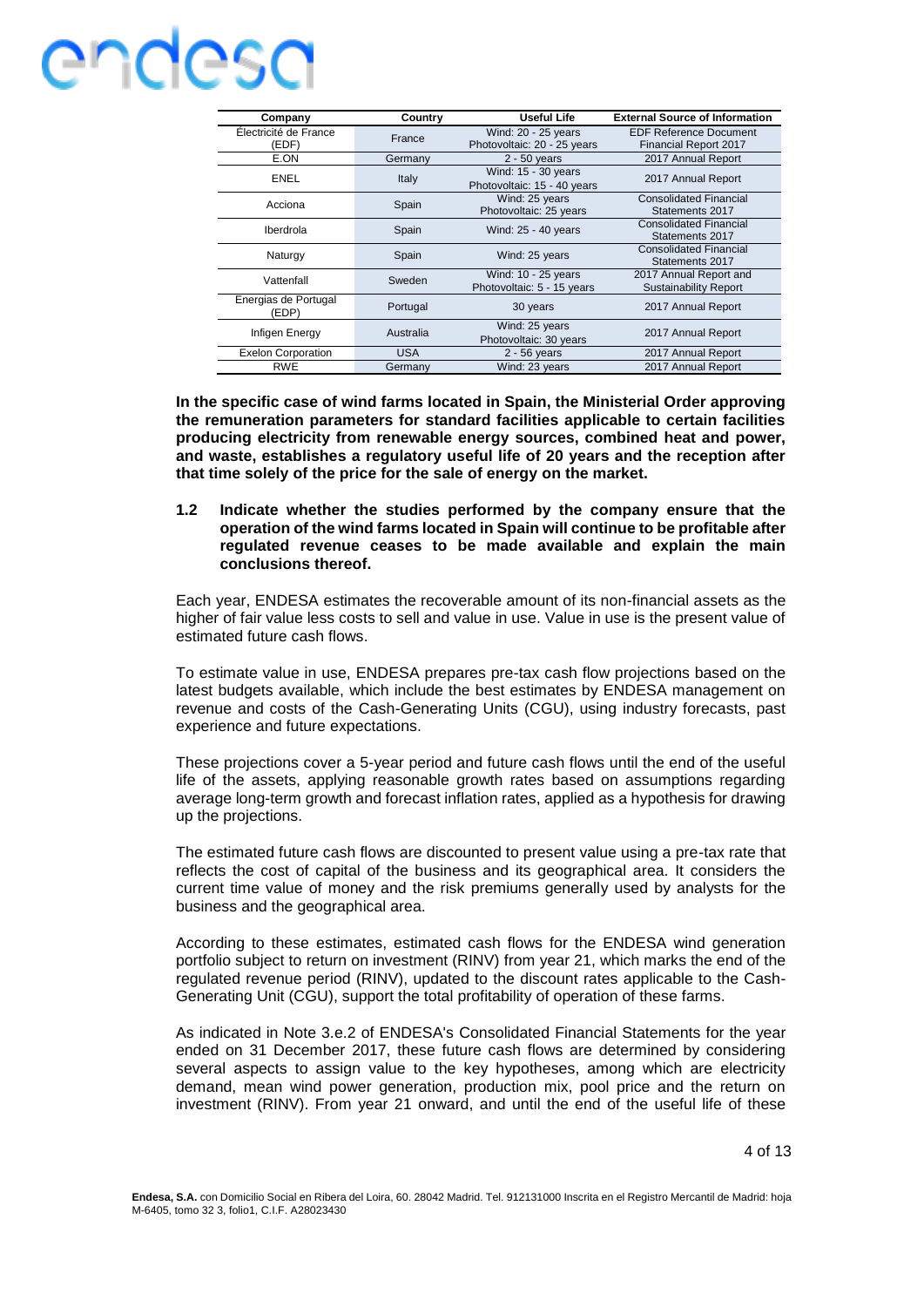| Company | Country | Useful Life | External Source of Information |
|---|---|---|---|
| Électricité de France (EDF) | France | Wind: 20 - 25 years<br>Photovoltaic: 20 - 25 years | EDF Reference Document Financial Report 2017 |
| E.ON | Germany | 2 - 50 years | 2017 Annual Report |
| ENEL | Italy | Wind: 15 - 30 years<br>Photovoltaic: 15 - 40 years | 2017 Annual Report |
| Acciona | Spain | Wind: 25 years<br>Photovoltaic: 25 years | Consolidated Financial Statements 2017 |
| Iberdrola | Spain | Wind: 25 - 40 years | Consolidated Financial Statements 2017 |
| Naturgy | Spain | Wind: 25 years | Consolidated Financial Statements 2017 |
| Vattenfall | Sweden | Wind: 10 - 25 years<br>Photovoltaic: 5 - 15 years | 2017 Annual Report and Sustainability Report |
| Energias de Portugal (EDP) | Portugal | 30 years | 2017 Annual Report |
| Infigen Energy | Australia | Wind: 25 years<br>Photovoltaic: 30 years | 2017 Annual Report |
| Exelon Corporation | USA | 2 - 56 years | 2017 Annual Report |
| RWE | Germany | Wind: 23 years | 2017 Annual Report |

**In the specific case of wind farms located in Spain, the Ministerial Order approving the remuneration parameters for standard facilities applicable to certain facilities producing electricity from renewable energy sources, combined heat and power, and waste, establishes a regulatory useful life of 20 years and the reception after that time solely of the price for the sale of energy on the market.**

**1.2 Indicate whether the studies performed by the company ensure that the operation of the wind farms located in Spain will continue to be profitable after regulated revenue ceases to be made available and explain the main conclusions thereof.**

Each year, ENDESA estimates the recoverable amount of its non-financial assets as the higher of fair value less costs to sell and value in use. Value in use is the present value of estimated future cash flows.

To estimate value in use, ENDESA prepares pre-tax cash flow projections based on the latest budgets available, which include the best estimates by ENDESA management on revenue and costs of the Cash-Generating Units (CGU), using industry forecasts, past experience and future expectations.

These projections cover a 5-year period and future cash flows until the end of the useful life of the assets, applying reasonable growth rates based on assumptions regarding average long-term growth and forecast inflation rates, applied as a hypothesis for drawing up the projections.

The estimated future cash flows are discounted to present value using a pre-tax rate that reflects the cost of capital of the business and its geographical area. It considers the current time value of money and the risk premiums generally used by analysts for the business and the geographical area.

According to these estimates, estimated cash flows for the ENDESA wind generation portfolio subject to return on investment (RINV) from year 21, which marks the end of the regulated revenue period (RINV), updated to the discount rates applicable to the Cash-Generating Unit (CGU), support the total profitability of operation of these farms.

As indicated in Note 3.e.2 of ENDESA's Consolidated Financial Statements for the year ended on 31 December 2017, these future cash flows are determined by considering several aspects to assign value to the key hypotheses, among which are electricity demand, mean wind power generation, production mix, pool price and the return on investment (RINV). From year 21 onward, and until the end of the useful life of these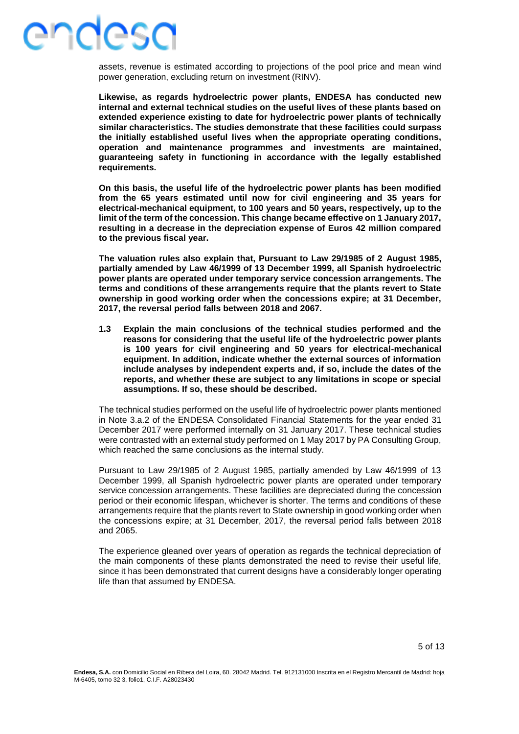assets, revenue is estimated according to projections of the pool price and mean wind power generation, excluding return on investment (RINV).

**Likewise, as regards hydroelectric power plants, ENDESA has conducted new internal and external technical studies on the useful lives of these plants based on extended experience existing to date for hydroelectric power plants of technically similar characteristics. The studies demonstrate that these facilities could surpass the initially established useful lives when the appropriate operating conditions, operation and maintenance programmes and investments are maintained, guaranteeing safety in functioning in accordance with the legally established requirements.**

**On this basis, the useful life of the hydroelectric power plants has been modified from the 65 years estimated until now for civil engineering and 35 years for electrical-mechanical equipment, to 100 years and 50 years, respectively, up to the limit of the term of the concession. This change became effective on 1 January 2017, resulting in a decrease in the depreciation expense of Euros 42 million compared to the previous fiscal year.**

**The valuation rules also explain that, Pursuant to Law 29/1985 of 2 August 1985, partially amended by Law 46/1999 of 13 December 1999, all Spanish hydroelectric power plants are operated under temporary service concession arrangements. The terms and conditions of these arrangements require that the plants revert to State ownership in good working order when the concessions expire; at 31 December, 2017, the reversal period falls between 2018 and 2067.**

**1.3 Explain the main conclusions of the technical studies performed and the reasons for considering that the useful life of the hydroelectric power plants is 100 years for civil engineering and 50 years for electrical-mechanical equipment. In addition, indicate whether the external sources of information include analyses by independent experts and, if so, include the dates of the reports, and whether these are subject to any limitations in scope or special assumptions. If so, these should be described.**

The technical studies performed on the useful life of hydroelectric power plants mentioned in Note 3.a.2 of the ENDESA Consolidated Financial Statements for the year ended 31 December 2017 were performed internally on 31 January 2017. These technical studies were contrasted with an external study performed on 1 May 2017 by PA Consulting Group, which reached the same conclusions as the internal study.

Pursuant to Law 29/1985 of 2 August 1985, partially amended by Law 46/1999 of 13 December 1999, all Spanish hydroelectric power plants are operated under temporary service concession arrangements. These facilities are depreciated during the concession period or their economic lifespan, whichever is shorter. The terms and conditions of these arrangements require that the plants revert to State ownership in good working order when the concessions expire; at 31 December, 2017, the reversal period falls between 2018 and 2065.

The experience gleaned over years of operation as regards the technical depreciation of the main components of these plants demonstrated the need to revise their useful life, since it has been demonstrated that current designs have a considerably longer operating life than that assumed by ENDESA.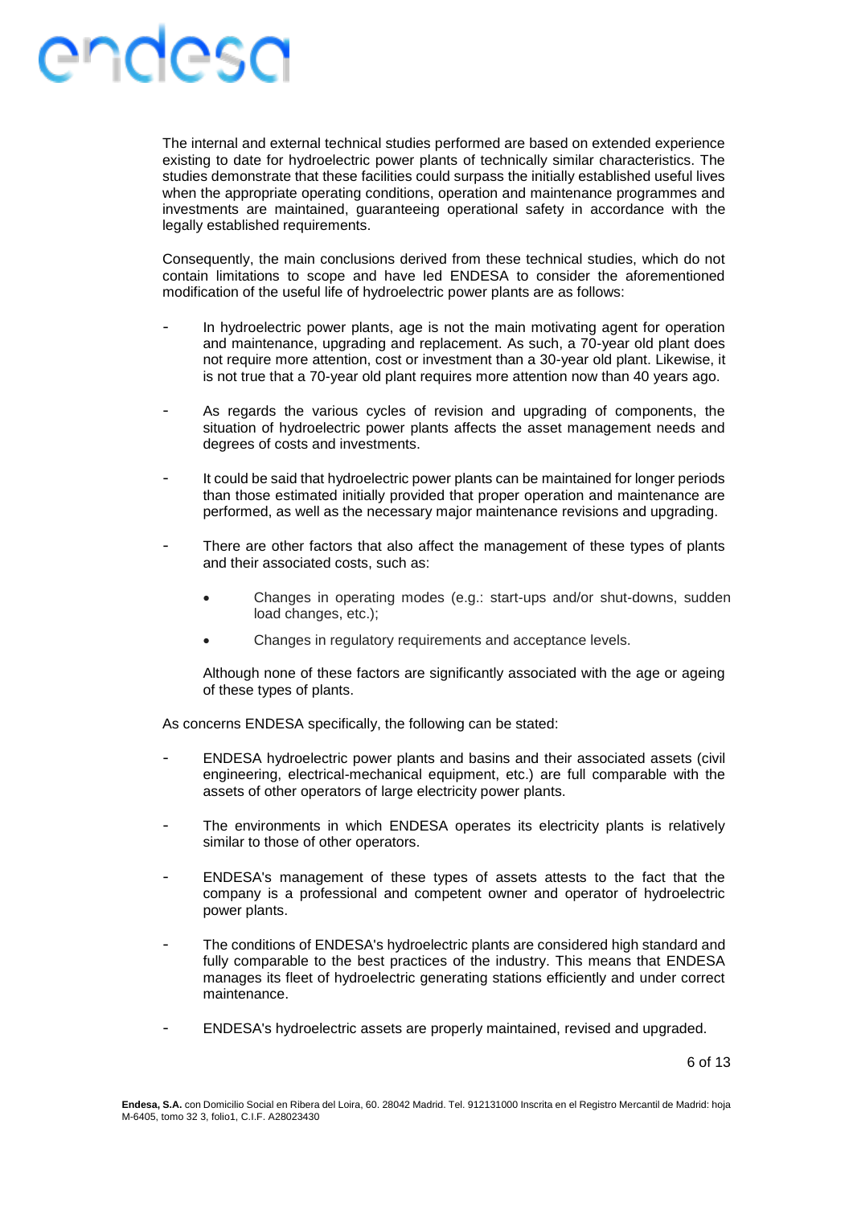The internal and external technical studies performed are based on extended experience existing to date for hydroelectric power plants of technically similar characteristics. The studies demonstrate that these facilities could surpass the initially established useful lives when the appropriate operating conditions, operation and maintenance programmes and investments are maintained, guaranteeing operational safety in accordance with the legally established requirements.

Consequently, the main conclusions derived from these technical studies, which do not contain limitations to scope and have led ENDESA to consider the aforementioned modification of the useful life of hydroelectric power plants are as follows:

- In hydroelectric power plants, age is not the main motivating agent for operation and maintenance, upgrading and replacement. As such, a 70-year old plant does not require more attention, cost or investment than a 30-year old plant. Likewise, it is not true that a 70-year old plant requires more attention now than 40 years ago.

- As regards the various cycles of revision and upgrading of components, the situation of hydroelectric power plants affects the asset management needs and degrees of costs and investments.

- It could be said that hydroelectric power plants can be maintained for longer periods than those estimated initially provided that proper operation and maintenance are performed, as well as the necessary major maintenance revisions and upgrading.

- There are other factors that also affect the management of these types of plants and their associated costs, such as:

    - Changes in operating modes (e.g.: start-ups and/or shut-downs, sudden load changes, etc.);

    - Changes in regulatory requirements and acceptance levels.

  Although none of these factors are significantly associated with the age or ageing of these types of plants.

As concerns ENDESA specifically, the following can be stated:

- ENDESA hydroelectric power plants and basins and their associated assets (civil engineering, electrical-mechanical equipment, etc.) are full comparable with the assets of other operators of large electricity power plants.

- The environments in which ENDESA operates its electricity plants is relatively similar to those of other operators.

- ENDESA's management of these types of assets attests to the fact that the company is a professional and competent owner and operator of hydroelectric power plants.

- The conditions of ENDESA's hydroelectric plants are considered high standard and fully comparable to the best practices of the industry. This means that ENDESA manages its fleet of hydroelectric generating stations efficiently and under correct maintenance.

- ENDESA's hydroelectric assets are properly maintained, revised and upgraded.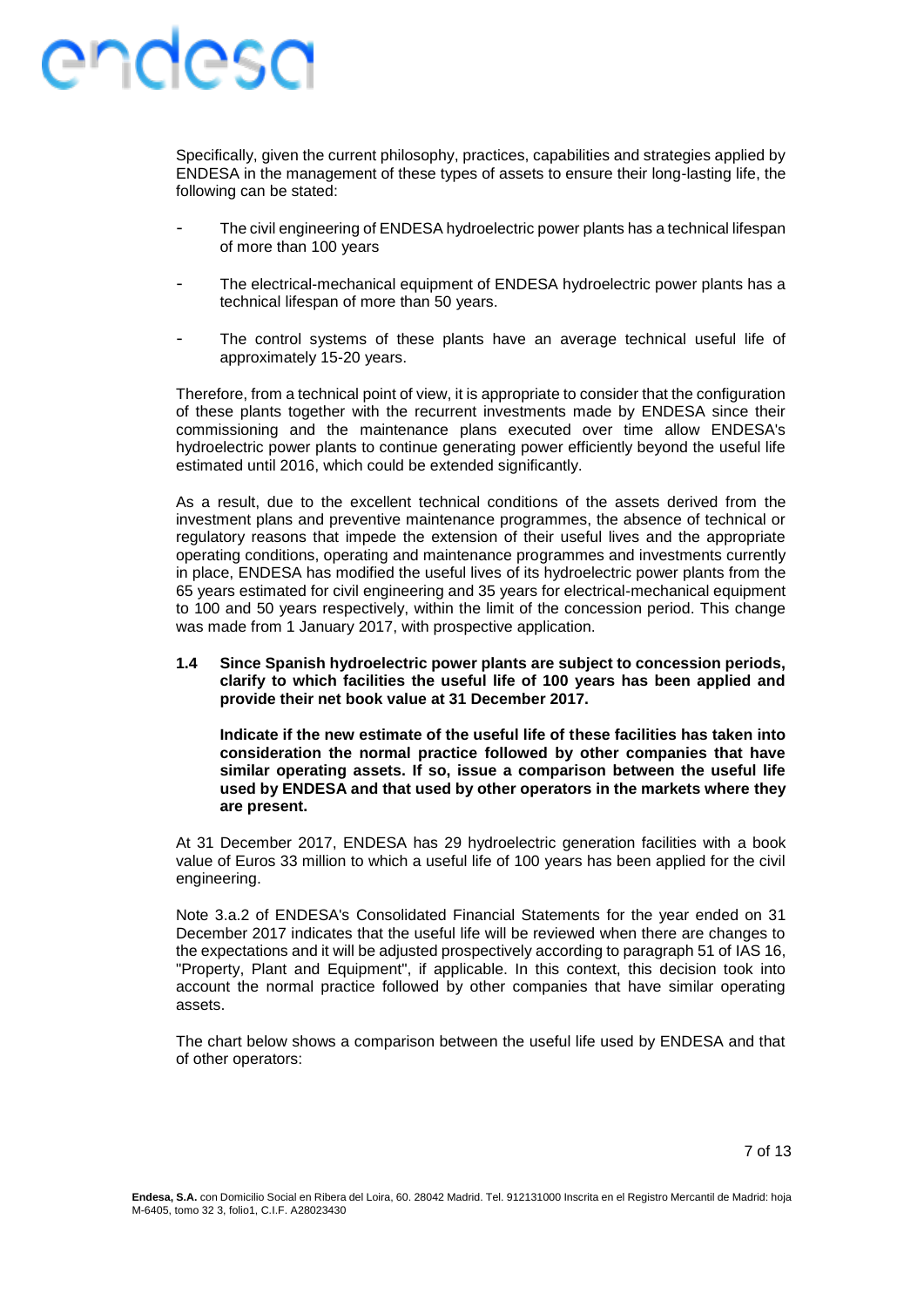Specifically, given the current philosophy, practices, capabilities and strategies applied by ENDESA in the management of these types of assets to ensure their long-lasting life, the following can be stated:

- The civil engineering of ENDESA hydroelectric power plants has a technical lifespan of more than 100 years
- The electrical-mechanical equipment of ENDESA hydroelectric power plants has a technical lifespan of more than 50 years.
- The control systems of these plants have an average technical useful life of approximately 15-20 years.

Therefore, from a technical point of view, it is appropriate to consider that the configuration of these plants together with the recurrent investments made by ENDESA since their commissioning and the maintenance plans executed over time allow ENDESA's hydroelectric power plants to continue generating power efficiently beyond the useful life estimated until 2016, which could be extended significantly.

As a result, due to the excellent technical conditions of the assets derived from the investment plans and preventive maintenance programmes, the absence of technical or regulatory reasons that impede the extension of their useful lives and the appropriate operating conditions, operating and maintenance programmes and investments currently in place, ENDESA has modified the useful lives of its hydroelectric power plants from the 65 years estimated for civil engineering and 35 years for electrical-mechanical equipment to 100 and 50 years respectively, within the limit of the concession period. This change was made from 1 January 2017, with prospective application.

**1.4 Since Spanish hydroelectric power plants are subject to concession periods, clarify to which facilities the useful life of 100 years has been applied and provide their net book value at 31 December 2017.**

**Indicate if the new estimate of the useful life of these facilities has taken into consideration the normal practice followed by other companies that have similar operating assets. If so, issue a comparison between the useful life used by ENDESA and that used by other operators in the markets where they are present.**

At 31 December 2017, ENDESA has 29 hydroelectric generation facilities with a book value of Euros 33 million to which a useful life of 100 years has been applied for the civil engineering.

Note 3.a.2 of ENDESA's Consolidated Financial Statements for the year ended on 31 December 2017 indicates that the useful life will be reviewed when there are changes to the expectations and it will be adjusted prospectively according to paragraph 51 of IAS 16, "Property, Plant and Equipment", if applicable. In this context, this decision took into account the normal practice followed by other companies that have similar operating assets.

The chart below shows a comparison between the useful life used by ENDESA and that of other operators: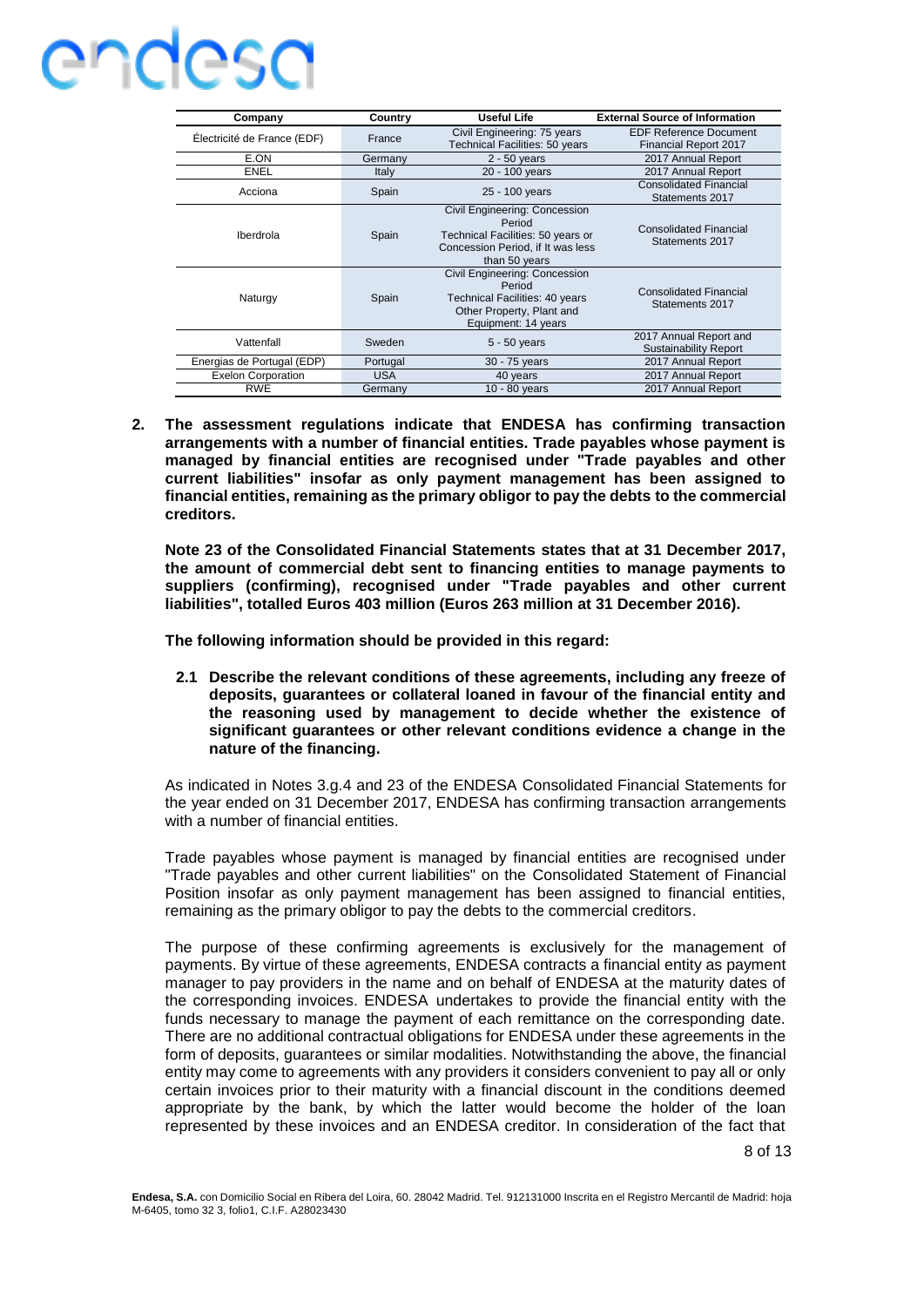| Company | Country | Useful Life | External Source of Information |
|---|---|---|---|
| Électricité de France (EDF) | France | Civil Engineering: 75 years Technical Facilities: 50 years | EDF Reference Document Financial Report 2017 |
| E.ON | Germany | 2 - 50 years | 2017 Annual Report |
| ENEL | Italy | 20 - 100 years | 2017 Annual Report |
| Acciona | Spain | 25 - 100 years | Consolidated Financial Statements 2017 |
| Iberdrola | Spain | Civil Engineering: Concession Period Technical Facilities: 50 years or Concession Period, if It was less than 50 years | Consolidated Financial Statements 2017 |
| Naturgy | Spain | Civil Engineering: Concession Period Technical Facilities: 40 years Other Property, Plant and Equipment: 14 years | Consolidated Financial Statements 2017 |
| Vattenfall | Sweden | 5 - 50 years | 2017 Annual Report and Sustainability Report |
| Energias de Portugal (EDP) | Portugal | 30 - 75 years | 2017 Annual Report |
| Exelon Corporation | USA | 40 years | 2017 Annual Report |
| RWE | Germany | 10 - 80 years | 2017 Annual Report |

**2. The assessment regulations indicate that ENDESA has confirming transaction arrangements with a number of financial entities. Trade payables whose payment is managed by financial entities are recognised under "Trade payables and other current liabilities" insofar as only payment management has been assigned to financial entities, remaining as the primary obligor to pay the debts to the commercial creditors.**

**Note 23 of the Consolidated Financial Statements states that at 31 December 2017, the amount of commercial debt sent to financing entities to manage payments to suppliers (confirming), recognised under "Trade payables and other current liabilities", totalled Euros 403 million (Euros 263 million at 31 December 2016).**

**The following information should be provided in this regard:**

**2.1 Describe the relevant conditions of these agreements, including any freeze of deposits, guarantees or collateral loaned in favour of the financial entity and the reasoning used by management to decide whether the existence of significant guarantees or other relevant conditions evidence a change in the nature of the financing.**

As indicated in Notes 3.g.4 and 23 of the ENDESA Consolidated Financial Statements for the year ended on 31 December 2017, ENDESA has confirming transaction arrangements with a number of financial entities.

Trade payables whose payment is managed by financial entities are recognised under "Trade payables and other current liabilities" on the Consolidated Statement of Financial Position insofar as only payment management has been assigned to financial entities, remaining as the primary obligor to pay the debts to the commercial creditors.

The purpose of these confirming agreements is exclusively for the management of payments. By virtue of these agreements, ENDESA contracts a financial entity as payment manager to pay providers in the name and on behalf of ENDESA at the maturity dates of the corresponding invoices. ENDESA undertakes to provide the financial entity with the funds necessary to manage the payment of each remittance on the corresponding date. There are no additional contractual obligations for ENDESA under these agreements in the form of deposits, guarantees or similar modalities. Notwithstanding the above, the financial entity may come to agreements with any providers it considers convenient to pay all or only certain invoices prior to their maturity with a financial discount in the conditions deemed appropriate by the bank, by which the latter would become the holder of the loan represented by these invoices and an ENDESA creditor. In consideration of the fact that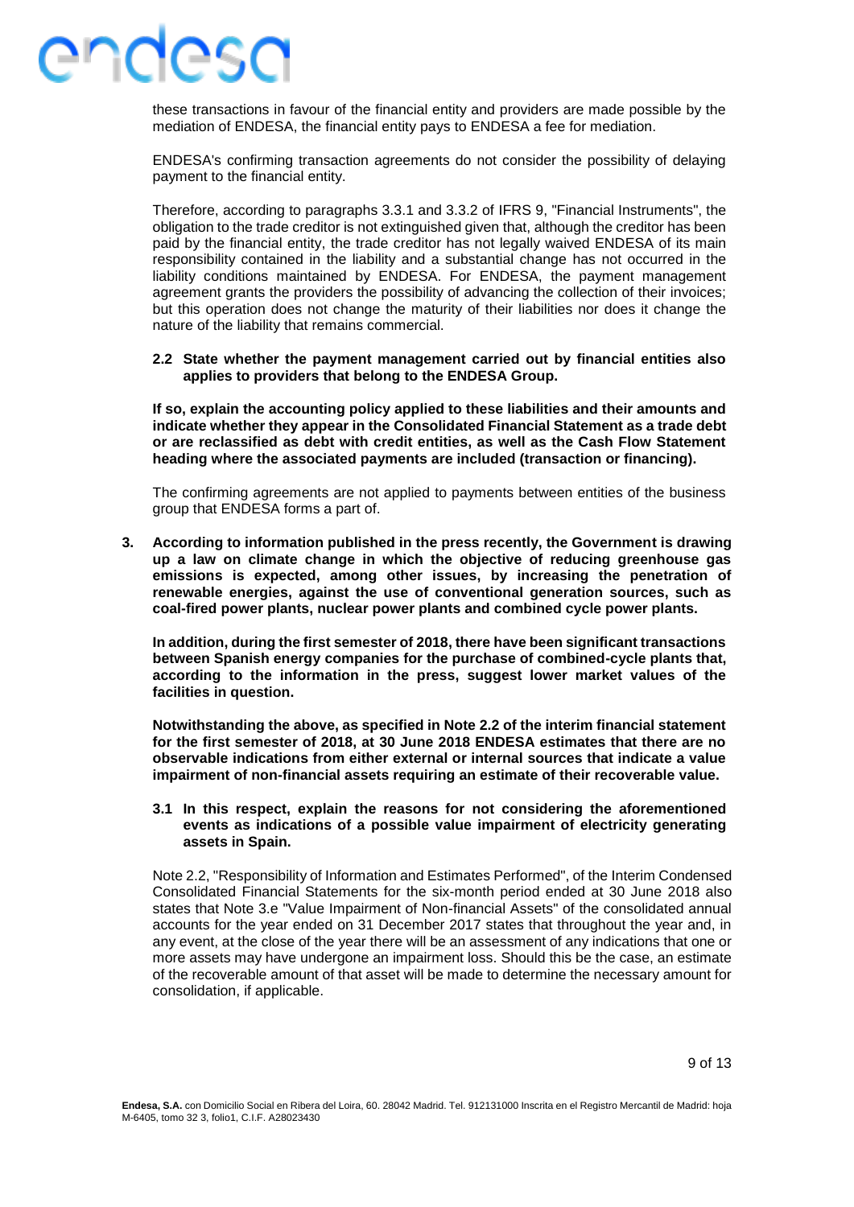these transactions in favour of the financial entity and providers are made possible by the mediation of ENDESA, the financial entity pays to ENDESA a fee for mediation.

ENDESA's confirming transaction agreements do not consider the possibility of delaying payment to the financial entity.

Therefore, according to paragraphs 3.3.1 and 3.3.2 of IFRS 9, "Financial Instruments", the obligation to the trade creditor is not extinguished given that, although the creditor has been paid by the financial entity, the trade creditor has not legally waived ENDESA of its main responsibility contained in the liability and a substantial change has not occurred in the liability conditions maintained by ENDESA. For ENDESA, the payment management agreement grants the providers the possibility of advancing the collection of their invoices; but this operation does not change the maturity of their liabilities nor does it change the nature of the liability that remains commercial.

**2.2 State whether the payment management carried out by financial entities also applies to providers that belong to the ENDESA Group.**

**If so, explain the accounting policy applied to these liabilities and their amounts and indicate whether they appear in the Consolidated Financial Statement as a trade debt or are reclassified as debt with credit entities, as well as the Cash Flow Statement heading where the associated payments are included (transaction or financing).**

The confirming agreements are not applied to payments between entities of the business group that ENDESA forms a part of.

**3. According to information published in the press recently, the Government is drawing up a law on climate change in which the objective of reducing greenhouse gas emissions is expected, among other issues, by increasing the penetration of renewable energies, against the use of conventional generation sources, such as coal-fired power plants, nuclear power plants and combined cycle power plants.**

**In addition, during the first semester of 2018, there have been significant transactions between Spanish energy companies for the purchase of combined-cycle plants that, according to the information in the press, suggest lower market values of the facilities in question.**

**Notwithstanding the above, as specified in Note 2.2 of the interim financial statement for the first semester of 2018, at 30 June 2018 ENDESA estimates that there are no observable indications from either external or internal sources that indicate a value impairment of non-financial assets requiring an estimate of their recoverable value.**

**3.1 In this respect, explain the reasons for not considering the aforementioned events as indications of a possible value impairment of electricity generating assets in Spain.**

Note 2.2, "Responsibility of Information and Estimates Performed", of the Interim Condensed Consolidated Financial Statements for the six-month period ended at 30 June 2018 also states that Note 3.e "Value Impairment of Non-financial Assets" of the consolidated annual accounts for the year ended on 31 December 2017 states that throughout the year and, in any event, at the close of the year there will be an assessment of any indications that one or more assets may have undergone an impairment loss. Should this be the case, an estimate of the recoverable amount of that asset will be made to determine the necessary amount for consolidation, if applicable.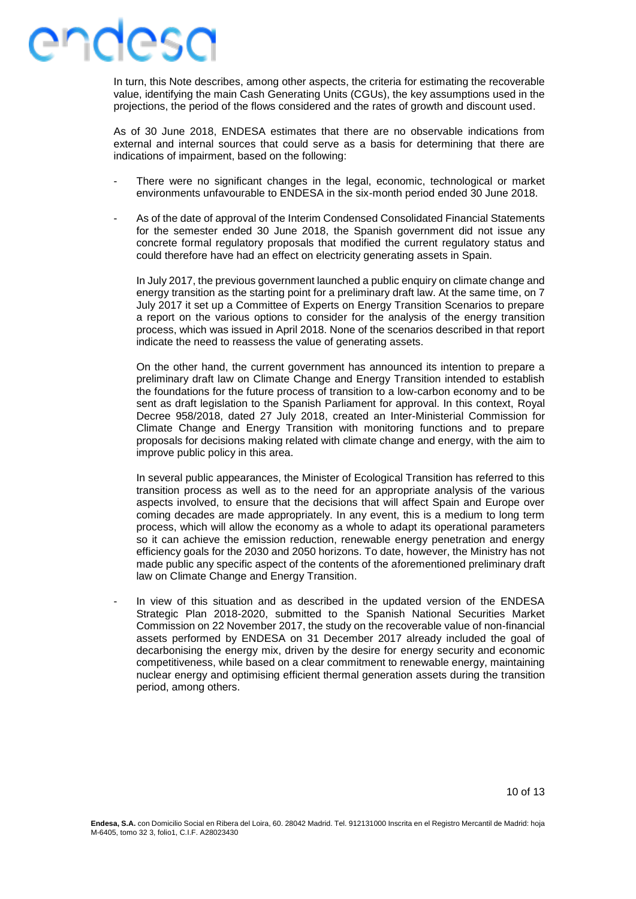In turn, this Note describes, among other aspects, the criteria for estimating the recoverable value, identifying the main Cash Generating Units (CGUs), the key assumptions used in the projections, the period of the flows considered and the rates of growth and discount used.

As of 30 June 2018, ENDESA estimates that there are no observable indications from external and internal sources that could serve as a basis for determining that there are indications of impairment, based on the following:

- There were no significant changes in the legal, economic, technological or market environments unfavourable to ENDESA in the six-month period ended 30 June 2018.

- As of the date of approval of the Interim Condensed Consolidated Financial Statements for the semester ended 30 June 2018, the Spanish government did not issue any concrete formal regulatory proposals that modified the current regulatory status and could therefore have had an effect on electricity generating assets in Spain.

  In July 2017, the previous government launched a public enquiry on climate change and energy transition as the starting point for a preliminary draft law. At the same time, on 7 July 2017 it set up a Committee of Experts on Energy Transition Scenarios to prepare a report on the various options to consider for the analysis of the energy transition process, which was issued in April 2018. None of the scenarios described in that report indicate the need to reassess the value of generating assets.

  On the other hand, the current government has announced its intention to prepare a preliminary draft law on Climate Change and Energy Transition intended to establish the foundations for the future process of transition to a low-carbon economy and to be sent as draft legislation to the Spanish Parliament for approval. In this context, Royal Decree 958/2018, dated 27 July 2018, created an Inter-Ministerial Commission for Climate Change and Energy Transition with monitoring functions and to prepare proposals for decisions making related with climate change and energy, with the aim to improve public policy in this area.

  In several public appearances, the Minister of Ecological Transition has referred to this transition process as well as to the need for an appropriate analysis of the various aspects involved, to ensure that the decisions that will affect Spain and Europe over coming decades are made appropriately. In any event, this is a medium to long term process, which will allow the economy as a whole to adapt its operational parameters so it can achieve the emission reduction, renewable energy penetration and energy efficiency goals for the 2030 and 2050 horizons. To date, however, the Ministry has not made public any specific aspect of the contents of the aforementioned preliminary draft law on Climate Change and Energy Transition.

- In view of this situation and as described in the updated version of the ENDESA Strategic Plan 2018-2020, submitted to the Spanish National Securities Market Commission on 22 November 2017, the study on the recoverable value of non-financial assets performed by ENDESA on 31 December 2017 already included the goal of decarbonising the energy mix, driven by the desire for energy security and economic competitiveness, while based on a clear commitment to renewable energy, maintaining nuclear energy and optimising efficient thermal generation assets during the transition period, among others.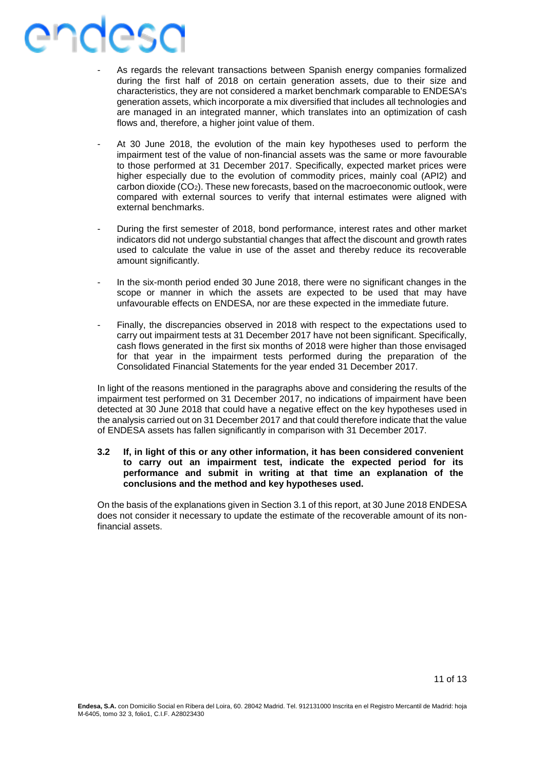- As regards the relevant transactions between Spanish energy companies formalized during the first half of 2018 on certain generation assets, due to their size and characteristics, they are not considered a market benchmark comparable to ENDESA's generation assets, which incorporate a mix diversified that includes all technologies and are managed in an integrated manner, which translates into an optimization of cash flows and, therefore, a higher joint value of them.

- At 30 June 2018, the evolution of the main key hypotheses used to perform the impairment test of the value of non-financial assets was the same or more favourable to those performed at 31 December 2017. Specifically, expected market prices were higher especially due to the evolution of commodity prices, mainly coal (API2) and carbon dioxide ($CO_2$). These new forecasts, based on the macroeconomic outlook, were compared with external sources to verify that internal estimates were aligned with external benchmarks.

- During the first semester of 2018, bond performance, interest rates and other market indicators did not undergo substantial changes that affect the discount and growth rates used to calculate the value in use of the asset and thereby reduce its recoverable amount significantly.

- In the six-month period ended 30 June 2018, there were no significant changes in the scope or manner in which the assets are expected to be used that may have unfavourable effects on ENDESA, nor are these expected in the immediate future.

- Finally, the discrepancies observed in 2018 with respect to the expectations used to carry out impairment tests at 31 December 2017 have not been significant. Specifically, cash flows generated in the first six months of 2018 were higher than those envisaged for that year in the impairment tests performed during the preparation of the Consolidated Financial Statements for the year ended 31 December 2017.

In light of the reasons mentioned in the paragraphs above and considering the results of the impairment test performed on 31 December 2017, no indications of impairment have been detected at 30 June 2018 that could have a negative effect on the key hypotheses used in the analysis carried out on 31 December 2017 and that could therefore indicate that the value of ENDESA assets has fallen significantly in comparison with 31 December 2017.

### 3.2 If, in light of this or any other information, it has been considered convenient to carry out an impairment test, indicate the expected period for its performance and submit in writing at that time an explanation of the conclusions and the method and key hypotheses used.

On the basis of the explanations given in Section 3.1 of this report, at 30 June 2018 ENDESA does not consider it necessary to update the estimate of the recoverable amount of its non-financial assets.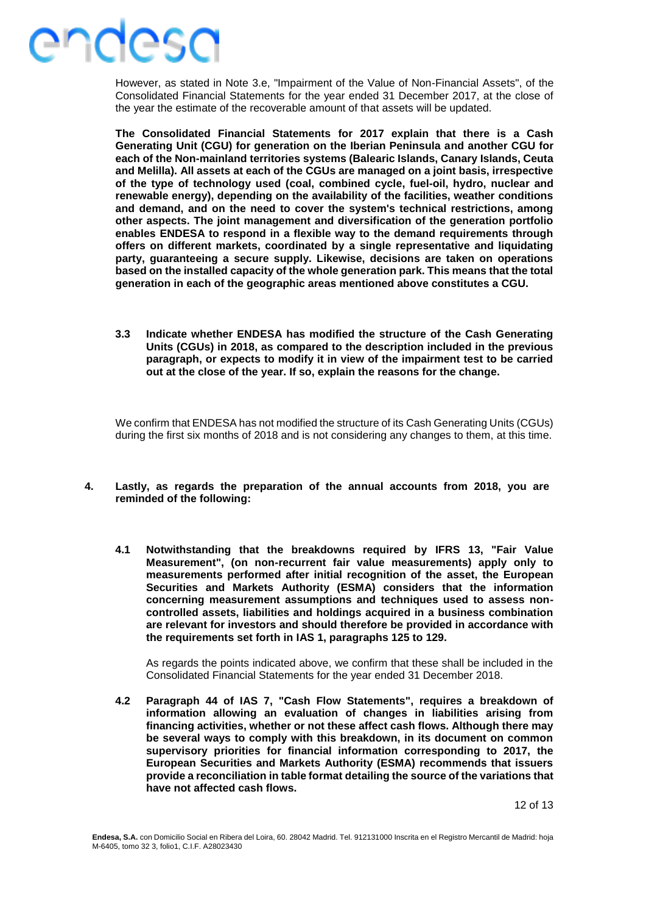However, as stated in Note 3.e, "Impairment of the Value of Non-Financial Assets", of the Consolidated Financial Statements for the year ended 31 December 2017, at the close of the year the estimate of the recoverable amount of that assets will be updated.

**The Consolidated Financial Statements for 2017 explain that there is a Cash Generating Unit (CGU) for generation on the Iberian Peninsula and another CGU for each of the Non-mainland territories systems (Balearic Islands, Canary Islands, Ceuta and Melilla). All assets at each of the CGUs are managed on a joint basis, irrespective of the type of technology used (coal, combined cycle, fuel-oil, hydro, nuclear and renewable energy), depending on the availability of the facilities, weather conditions and demand, and on the need to cover the system's technical restrictions, among other aspects. The joint management and diversification of the generation portfolio enables ENDESA to respond in a flexible way to the demand requirements through offers on different markets, coordinated by a single representative and liquidating party, guaranteeing a secure supply. Likewise, decisions are taken on operations based on the installed capacity of the whole generation park. This means that the total generation in each of the geographic areas mentioned above constitutes a CGU.**

**3.3 Indicate whether ENDESA has modified the structure of the Cash Generating Units (CGUs) in 2018, as compared to the description included in the previous paragraph, or expects to modify it in view of the impairment test to be carried out at the close of the year. If so, explain the reasons for the change.**

We confirm that ENDESA has not modified the structure of its Cash Generating Units (CGUs) during the first six months of 2018 and is not considering any changes to them, at this time.

**4. Lastly, as regards the preparation of the annual accounts from 2018, you are reminded of the following:**

**4.1 Notwithstanding that the breakdowns required by IFRS 13, "Fair Value Measurement", (on non-recurrent fair value measurements) apply only to measurements performed after initial recognition of the asset, the European Securities and Markets Authority (ESMA) considers that the information concerning measurement assumptions and techniques used to assess non-controlled assets, liabilities and holdings acquired in a business combination are relevant for investors and should therefore be provided in accordance with the requirements set forth in IAS 1, paragraphs 125 to 129.**

As regards the points indicated above, we confirm that these shall be included in the Consolidated Financial Statements for the year ended 31 December 2018.

**4.2 Paragraph 44 of IAS 7, "Cash Flow Statements", requires a breakdown of information allowing an evaluation of changes in liabilities arising from financing activities, whether or not these affect cash flows. Although there may be several ways to comply with this breakdown, in its document on common supervisory priorities for financial information corresponding to 2017, the European Securities and Markets Authority (ESMA) recommends that issuers provide a reconciliation in table format detailing the source of the variations that have not affected cash flows.**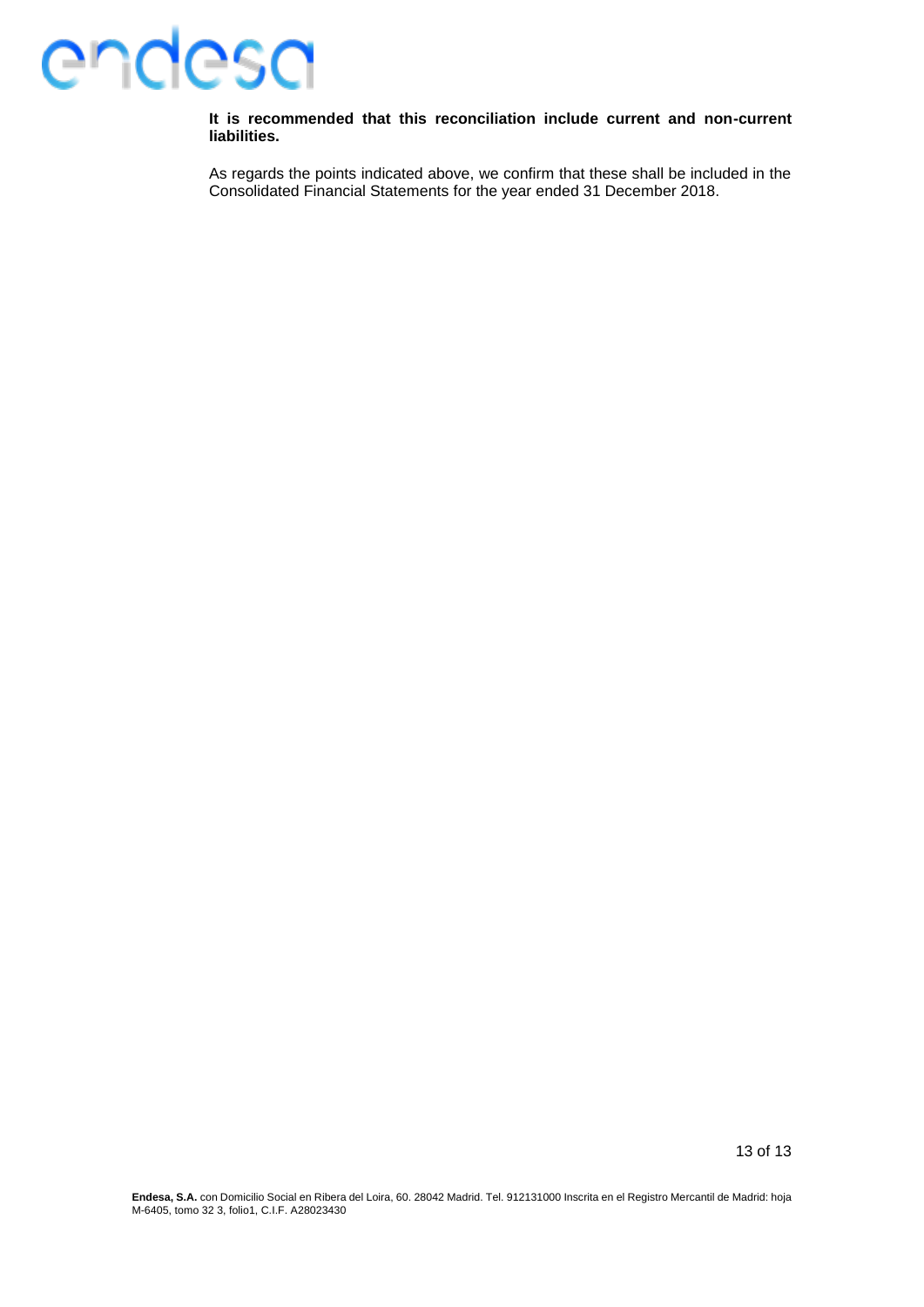**It is recommended that this reconciliation include current and non-current liabilities.**

As regards the points indicated above, we confirm that these shall be included in the Consolidated Financial Statements for the year ended 31 December 2018.